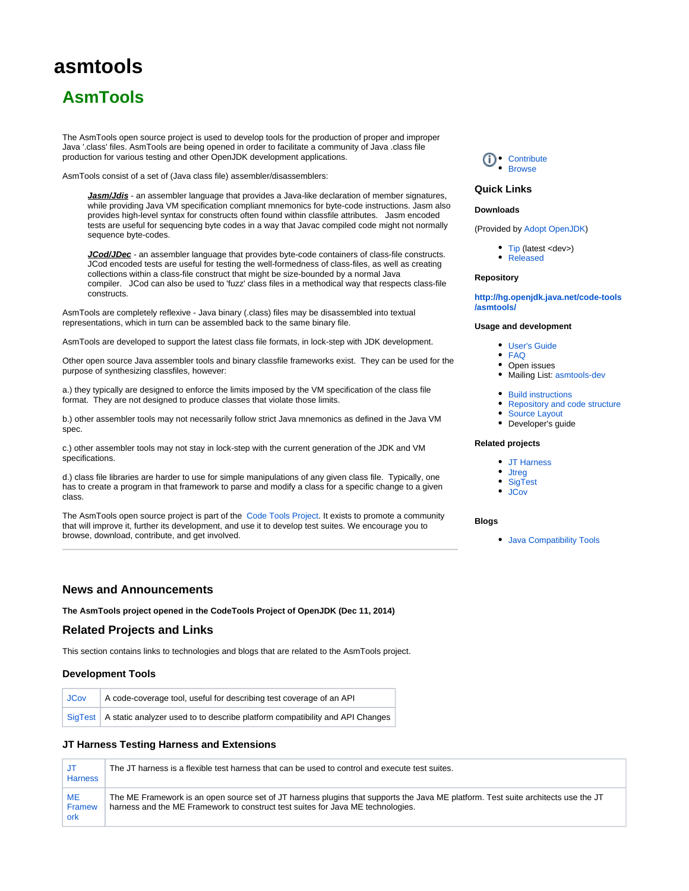# asmtools

## AsmTools

The AsmTools open source project is used to develop tools for the production of proper and improper Java '.class' files. AsmTools are being opened in order to facilitate a community of Java .class file production for various testing and other OpenJDK development applications.

AsmTools consist of a set of (Java class file) assembler/disassemblers:

> ***Jasm/Jdis*** - an assembler language that provides a Java-like declaration of member signatures, while providing Java VM specification compliant mnemonics for byte-code instructions. Jasm also provides high-level syntax for constructs often found within classfile attributes. Jasm encoded tests are useful for sequencing byte codes in a way that Javac compiled code might not normally sequence byte-codes.
>
> ***JCod/JDec*** - an assembler language that provides byte-code containers of class-file constructs. JCod encoded tests are useful for testing the well-formedness of class-files, as well as creating collections within a class-file construct that might be size-bounded by a normal Java compiler. JCod can also be used to 'fuzz' class files in a methodical way that respects class-file constructs.

AsmTools are completely reflexive - Java binary (.class) files may be disassembled into textual representations, which in turn can be assembled back to the same binary file.

AsmTools are developed to support the latest class file formats, in lock-step with JDK development.

Other open source Java assembler tools and binary classfile frameworks exist. They can be used for the purpose of synthesizing classfiles, however:

a.) they typically are designed to enforce the limits imposed by the VM specification of the class file format. They are not designed to produce classes that violate those limits.

b.) other assembler tools may not necessarily follow strict Java mnemonics as defined in the Java VM spec.

c.) other assembler tools may not stay in lock-step with the current generation of the JDK and VM specifications.

d.) class file libraries are harder to use for simple manipulations of any given class file. Typically, one has to create a program in that framework to parse and modify a class for a specific change to a given class.

The AsmTools open source project is part of the Code Tools Project. It exists to promote a community that will improve it, further its development, and use it to develop test suites. We encourage you to browse, download, contribute, and get involved.

- Contribute
- Browse

### Quick Links

**Downloads**

(Provided by Adopt OpenJDK)

- Tip (latest <dev>)
- Released

**Repository**

**http://hg.openjdk.java.net/code-tools/asmtools/**

**Usage and development**

- User's Guide
- FAQ
- Open issues
- Mailing List: asmtools-dev

- Build instructions
- Repository and code structure
- Source Layout
- Developer's guide

**Related projects**

- JT Harness
- Jtreg
- SigTest
- JCov

**Blogs**

- Java Compatibility Tools

---

### News and Announcements

**The AsmTools project opened in the CodeTools Project of OpenJDK (Dec 11, 2014)**

### Related Projects and Links

This section contains links to technologies and blogs that are related to the AsmTools project.

#### Development Tools

| | |
|---|---|
| JCov | A code-coverage tool, useful for describing test coverage of an API |
| SigTest | A static analyzer used to to describe platform compatibility and API Changes |

#### JT Harness Testing Harness and Extensions

| | |
|---|---|
| JT Harness | The JT harness is a flexible test harness that can be used to control and execute test suites. |
| ME Framework | The ME Framework is an open source set of JT harness plugins that supports the Java ME platform. Test suite architects use the JT harness and the ME Framework to construct test suites for Java ME technologies. |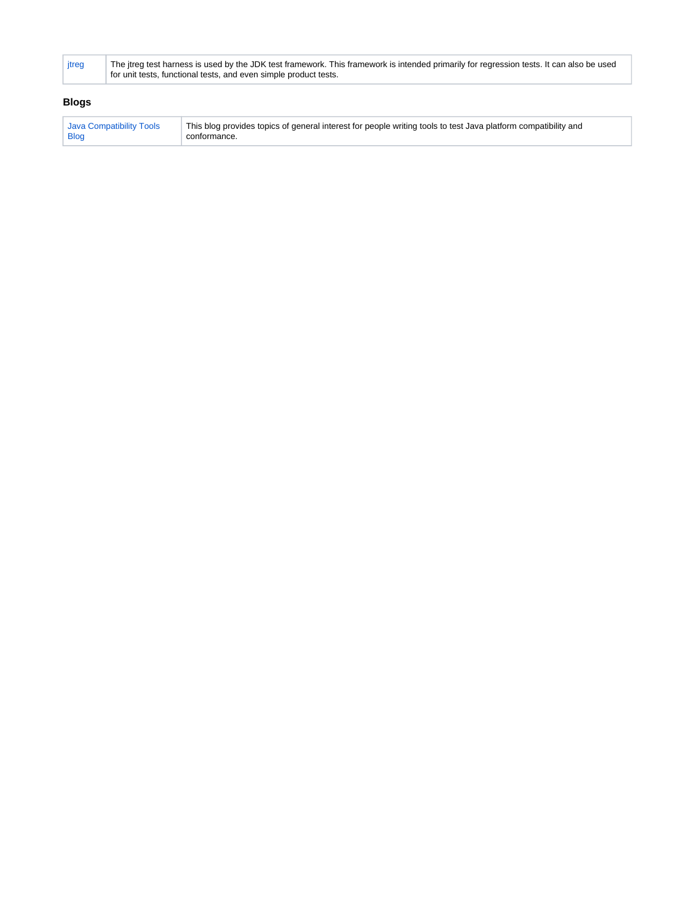| | |
|---|---|
| jtreg | The jtreg test harness is used by the JDK test framework. This framework is intended primarily for regression tests. It can also be used for unit tests, functional tests, and even simple product tests. |

### Blogs

| | |
|---|---|
| Java Compatibility Tools Blog | This blog provides topics of general interest for people writing tools to test Java platform compatibility and conformance. |